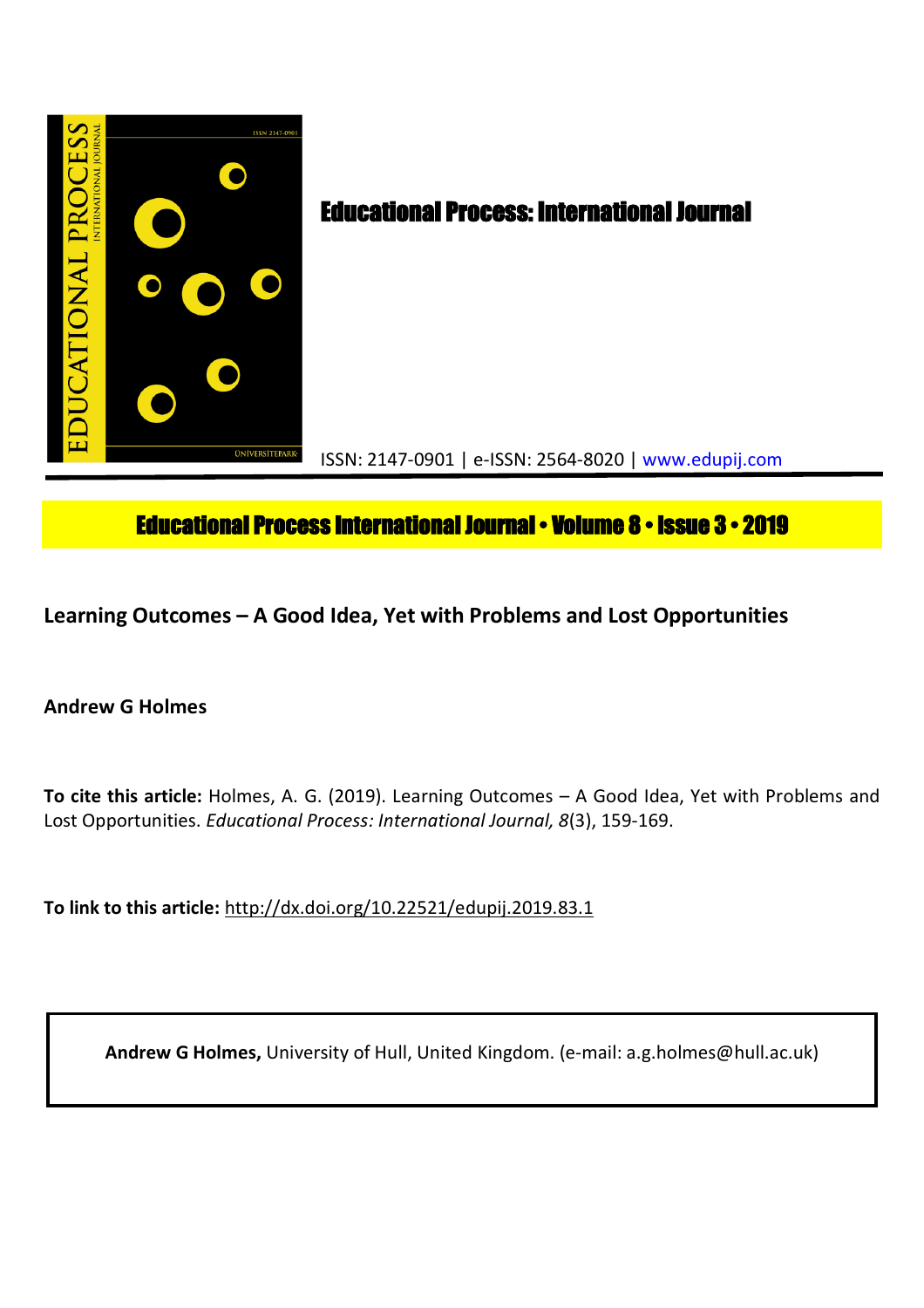# Educational Process: International Journal

ISSN: 2147-0901 | e-ISSN: 2564-8020 | www.edupij.com

**Educational Process International Journal • Volume 8 • Issue 3 • 2019**

## Learning Outcomes – A Good Idea, Yet with Problems and Lost Opportunities

**Andrew G Holmes**

**To cite this article:** Holmes, A. G. (2019). Learning Outcomes – A Good Idea, Yet with Problems and Lost Opportunities. *Educational Process: International Journal, 8*(3), 159-169.

**To link to this article:** http://dx.doi.org/10.22521/edupij.2019.83.1

**Andrew G Holmes,** University of Hull, United Kingdom. (e-mail: a.g.holmes@hull.ac.uk)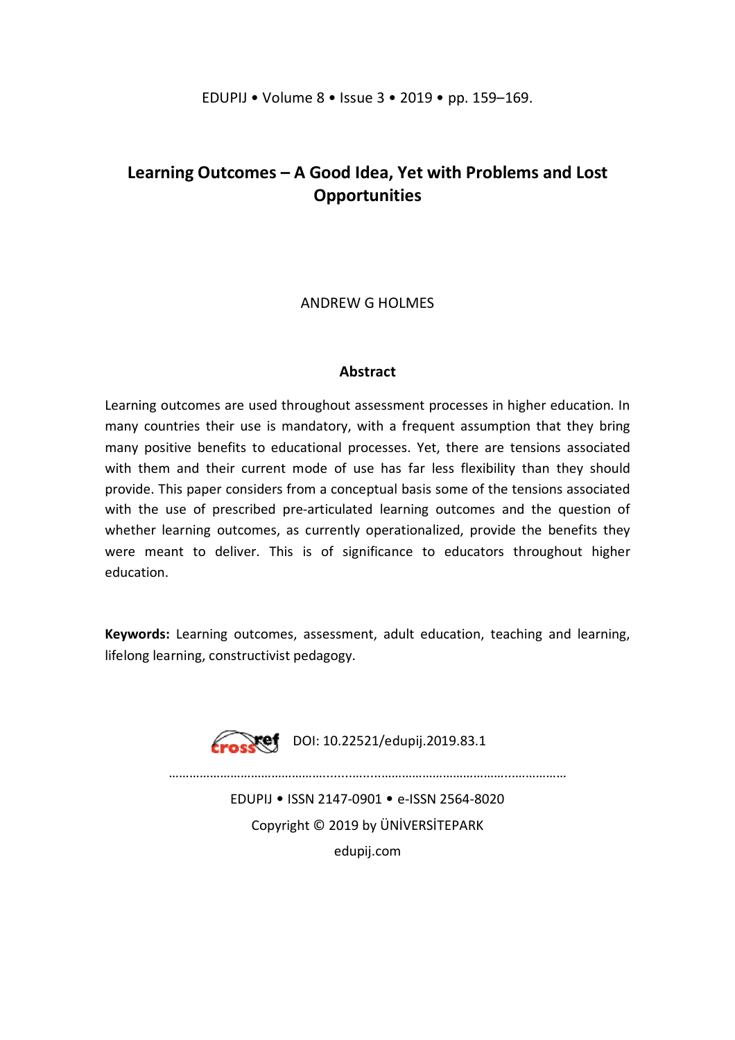# Learning Outcomes – A Good Idea, Yet with Problems and Lost Opportunities

ANDREW G HOLMES

## Abstract

Learning outcomes are used throughout assessment processes in higher education. In many countries their use is mandatory, with a frequent assumption that they bring many positive benefits to educational processes. Yet, there are tensions associated with them and their current mode of use has far less flexibility than they should provide. This paper considers from a conceptual basis some of the tensions associated with the use of prescribed pre-articulated learning outcomes and the question of whether learning outcomes, as currently operationalized, provide the benefits they were meant to deliver. This is of significance to educators throughout higher education.

**Keywords:** Learning outcomes, assessment, adult education, teaching and learning, lifelong learning, constructivist pedagogy.

DOI: 10.22521/edupij.2019.83.1

EDUPIJ • ISSN 2147-0901 • e-ISSN 2564-8020

Copyright © 2019 by ÜNİVERSİTEPARK

edupij.com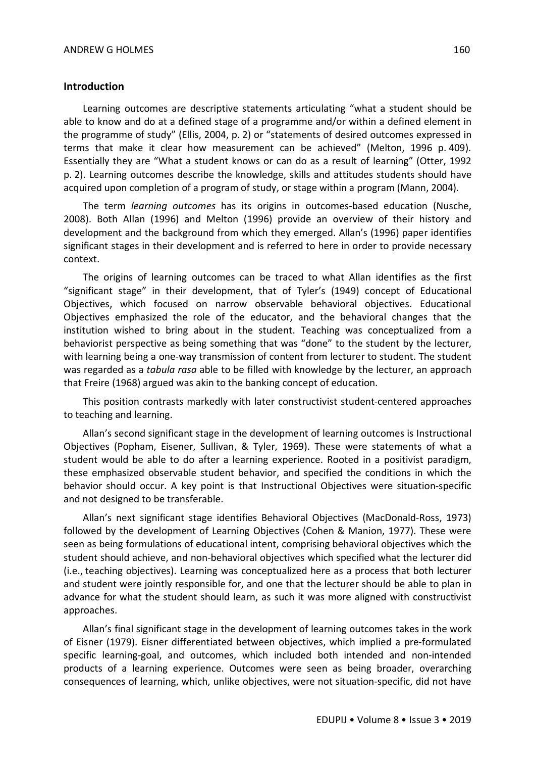## Introduction

Learning outcomes are descriptive statements articulating "what a student should be able to know and do at a defined stage of a programme and/or within a defined element in the programme of study" (Ellis, 2004, p. 2) or "statements of desired outcomes expressed in terms that make it clear how measurement can be achieved" (Melton, 1996 p. 409). Essentially they are "What a student knows or can do as a result of learning" (Otter, 1992 p. 2). Learning outcomes describe the knowledge, skills and attitudes students should have acquired upon completion of a program of study, or stage within a program (Mann, 2004).

The term *learning outcomes* has its origins in outcomes-based education (Nusche, 2008). Both Allan (1996) and Melton (1996) provide an overview of their history and development and the background from which they emerged. Allan's (1996) paper identifies significant stages in their development and is referred to here in order to provide necessary context.

The origins of learning outcomes can be traced to what Allan identifies as the first "significant stage" in their development, that of Tyler's (1949) concept of Educational Objectives, which focused on narrow observable behavioral objectives. Educational Objectives emphasized the role of the educator, and the behavioral changes that the institution wished to bring about in the student. Teaching was conceptualized from a behaviorist perspective as being something that was "done" to the student by the lecturer, with learning being a one-way transmission of content from lecturer to student. The student was regarded as a *tabula rasa* able to be filled with knowledge by the lecturer, an approach that Freire (1968) argued was akin to the banking concept of education.

This position contrasts markedly with later constructivist student-centered approaches to teaching and learning.

Allan's second significant stage in the development of learning outcomes is Instructional Objectives (Popham, Eisener, Sullivan, & Tyler, 1969). These were statements of what a student would be able to do after a learning experience. Rooted in a positivist paradigm, these emphasized observable student behavior, and specified the conditions in which the behavior should occur. A key point is that Instructional Objectives were situation-specific and not designed to be transferable.

Allan's next significant stage identifies Behavioral Objectives (MacDonald-Ross, 1973) followed by the development of Learning Objectives (Cohen & Manion, 1977). These were seen as being formulations of educational intent, comprising behavioral objectives which the student should achieve, and non-behavioral objectives which specified what the lecturer did (i.e., teaching objectives). Learning was conceptualized here as a process that both lecturer and student were jointly responsible for, and one that the lecturer should be able to plan in advance for what the student should learn, as such it was more aligned with constructivist approaches.

Allan's final significant stage in the development of learning outcomes takes in the work of Eisner (1979). Eisner differentiated between objectives, which implied a pre-formulated specific learning-goal, and outcomes, which included both intended and non-intended products of a learning experience. Outcomes were seen as being broader, overarching consequences of learning, which, unlike objectives, were not situation-specific, did not have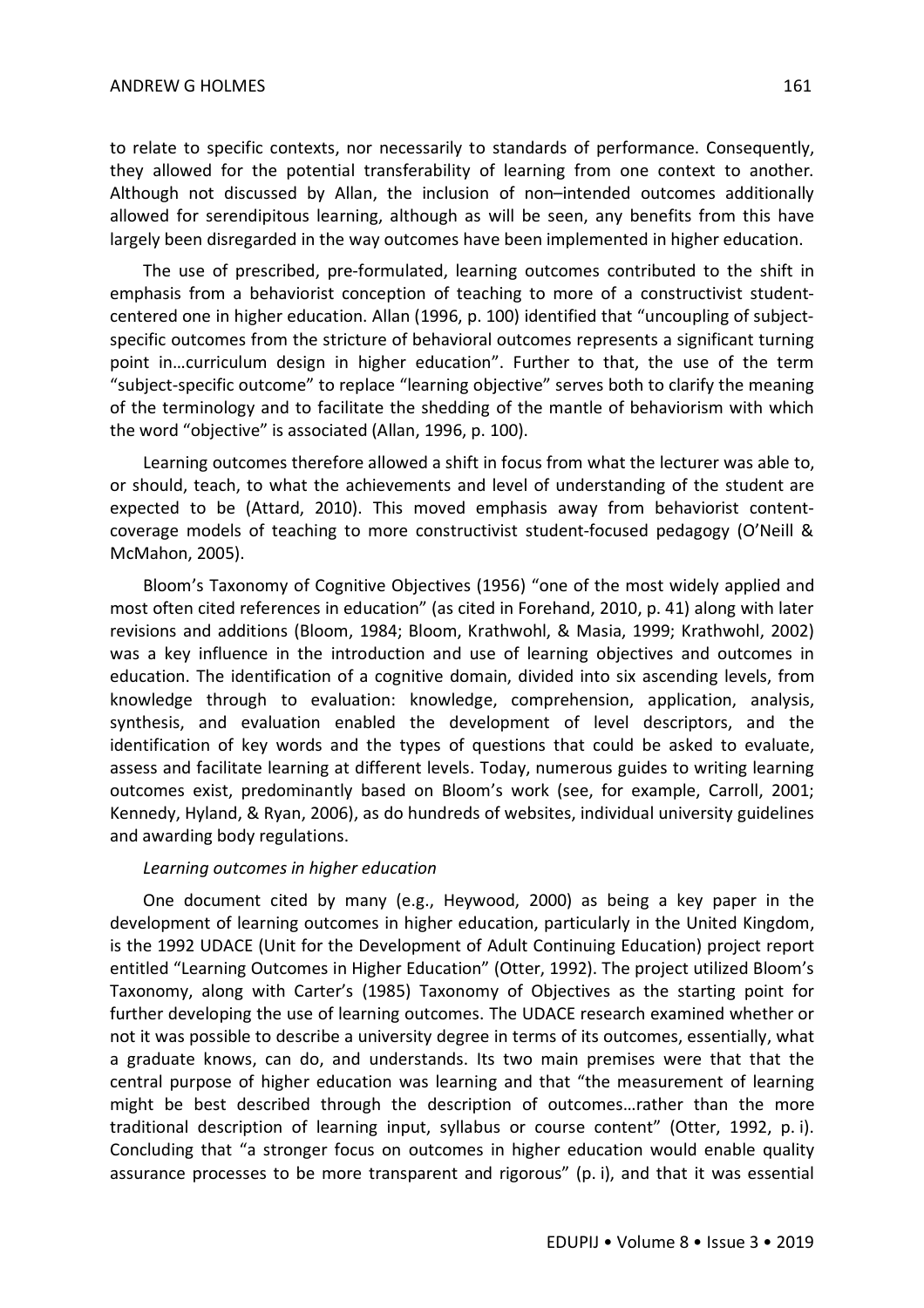to relate to specific contexts, nor necessarily to standards of performance. Consequently, they allowed for the potential transferability of learning from one context to another. Although not discussed by Allan, the inclusion of non–intended outcomes additionally allowed for serendipitous learning, although as will be seen, any benefits from this have largely been disregarded in the way outcomes have been implemented in higher education.

The use of prescribed, pre-formulated, learning outcomes contributed to the shift in emphasis from a behaviorist conception of teaching to more of a constructivist student-centered one in higher education. Allan (1996, p. 100) identified that "uncoupling of subject-specific outcomes from the stricture of behavioral outcomes represents a significant turning point in…curriculum design in higher education". Further to that, the use of the term "subject-specific outcome" to replace "learning objective" serves both to clarify the meaning of the terminology and to facilitate the shedding of the mantle of behaviorism with which the word "objective" is associated (Allan, 1996, p. 100).

Learning outcomes therefore allowed a shift in focus from what the lecturer was able to, or should, teach, to what the achievements and level of understanding of the student are expected to be (Attard, 2010). This moved emphasis away from behaviorist content-coverage models of teaching to more constructivist student-focused pedagogy (O'Neill & McMahon, 2005).

Bloom's Taxonomy of Cognitive Objectives (1956) "one of the most widely applied and most often cited references in education" (as cited in Forehand, 2010, p. 41) along with later revisions and additions (Bloom, 1984; Bloom, Krathwohl, & Masia, 1999; Krathwohl, 2002) was a key influence in the introduction and use of learning objectives and outcomes in education. The identification of a cognitive domain, divided into six ascending levels, from knowledge through to evaluation: knowledge, comprehension, application, analysis, synthesis, and evaluation enabled the development of level descriptors, and the identification of key words and the types of questions that could be asked to evaluate, assess and facilitate learning at different levels. Today, numerous guides to writing learning outcomes exist, predominantly based on Bloom's work (see, for example, Carroll, 2001; Kennedy, Hyland, & Ryan, 2006), as do hundreds of websites, individual university guidelines and awarding body regulations.

*Learning outcomes in higher education*

One document cited by many (e.g., Heywood, 2000) as being a key paper in the development of learning outcomes in higher education, particularly in the United Kingdom, is the 1992 UDACE (Unit for the Development of Adult Continuing Education) project report entitled "Learning Outcomes in Higher Education" (Otter, 1992). The project utilized Bloom's Taxonomy, along with Carter's (1985) Taxonomy of Objectives as the starting point for further developing the use of learning outcomes. The UDACE research examined whether or not it was possible to describe a university degree in terms of its outcomes, essentially, what a graduate knows, can do, and understands. Its two main premises were that that the central purpose of higher education was learning and that "the measurement of learning might be best described through the description of outcomes…rather than the more traditional description of learning input, syllabus or course content" (Otter, 1992, p. i). Concluding that "a stronger focus on outcomes in higher education would enable quality assurance processes to be more transparent and rigorous" (p. i), and that it was essential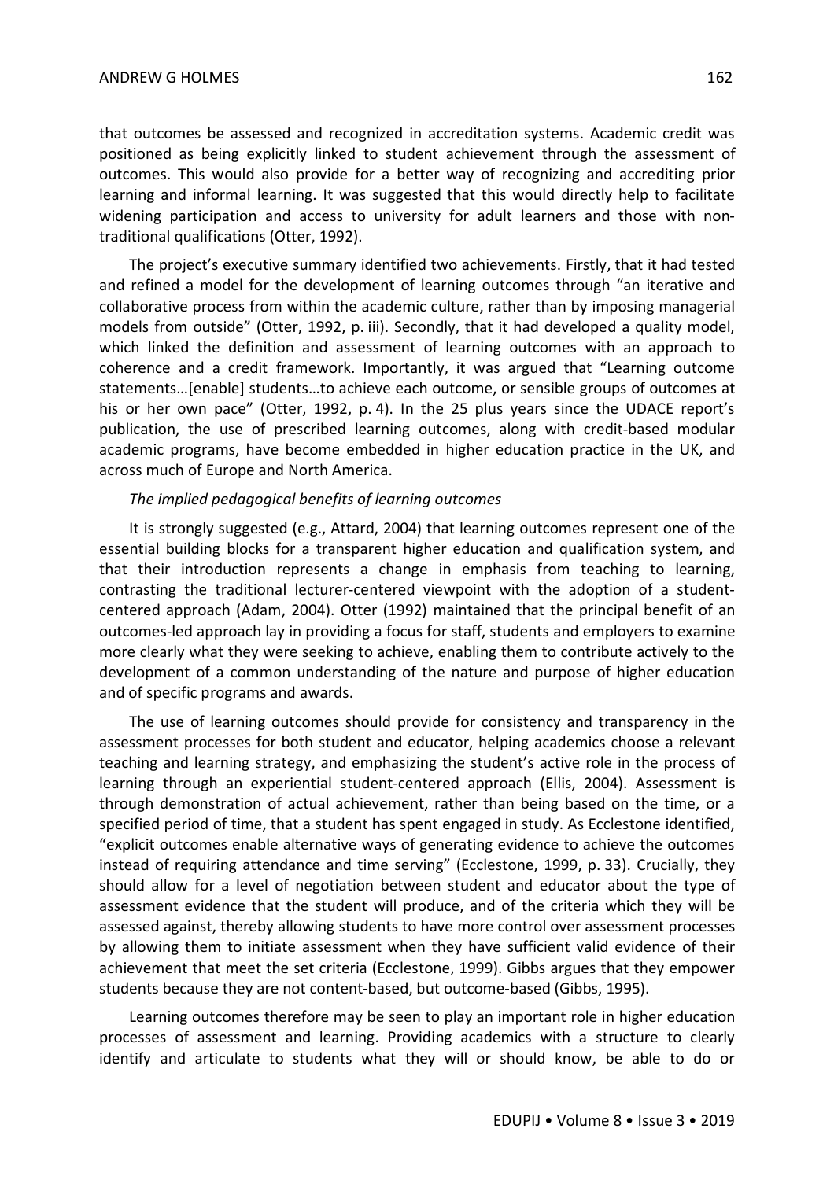that outcomes be assessed and recognized in accreditation systems. Academic credit was positioned as being explicitly linked to student achievement through the assessment of outcomes. This would also provide for a better way of recognizing and accrediting prior learning and informal learning. It was suggested that this would directly help to facilitate widening participation and access to university for adult learners and those with non-traditional qualifications (Otter, 1992).

The project's executive summary identified two achievements. Firstly, that it had tested and refined a model for the development of learning outcomes through "an iterative and collaborative process from within the academic culture, rather than by imposing managerial models from outside" (Otter, 1992, p. iii). Secondly, that it had developed a quality model, which linked the definition and assessment of learning outcomes with an approach to coherence and a credit framework. Importantly, it was argued that "Learning outcome statements…[enable] students…to achieve each outcome, or sensible groups of outcomes at his or her own pace" (Otter, 1992, p. 4). In the 25 plus years since the UDACE report's publication, the use of prescribed learning outcomes, along with credit-based modular academic programs, have become embedded in higher education practice in the UK, and across much of Europe and North America.

*The implied pedagogical benefits of learning outcomes*

It is strongly suggested (e.g., Attard, 2004) that learning outcomes represent one of the essential building blocks for a transparent higher education and qualification system, and that their introduction represents a change in emphasis from teaching to learning, contrasting the traditional lecturer-centered viewpoint with the adoption of a student-centered approach (Adam, 2004). Otter (1992) maintained that the principal benefit of an outcomes-led approach lay in providing a focus for staff, students and employers to examine more clearly what they were seeking to achieve, enabling them to contribute actively to the development of a common understanding of the nature and purpose of higher education and of specific programs and awards.

The use of learning outcomes should provide for consistency and transparency in the assessment processes for both student and educator, helping academics choose a relevant teaching and learning strategy, and emphasizing the student's active role in the process of learning through an experiential student-centered approach (Ellis, 2004). Assessment is through demonstration of actual achievement, rather than being based on the time, or a specified period of time, that a student has spent engaged in study. As Ecclestone identified, "explicit outcomes enable alternative ways of generating evidence to achieve the outcomes instead of requiring attendance and time serving" (Ecclestone, 1999, p. 33). Crucially, they should allow for a level of negotiation between student and educator about the type of assessment evidence that the student will produce, and of the criteria which they will be assessed against, thereby allowing students to have more control over assessment processes by allowing them to initiate assessment when they have sufficient valid evidence of their achievement that meet the set criteria (Ecclestone, 1999). Gibbs argues that they empower students because they are not content-based, but outcome-based (Gibbs, 1995).

Learning outcomes therefore may be seen to play an important role in higher education processes of assessment and learning. Providing academics with a structure to clearly identify and articulate to students what they will or should know, be able to do or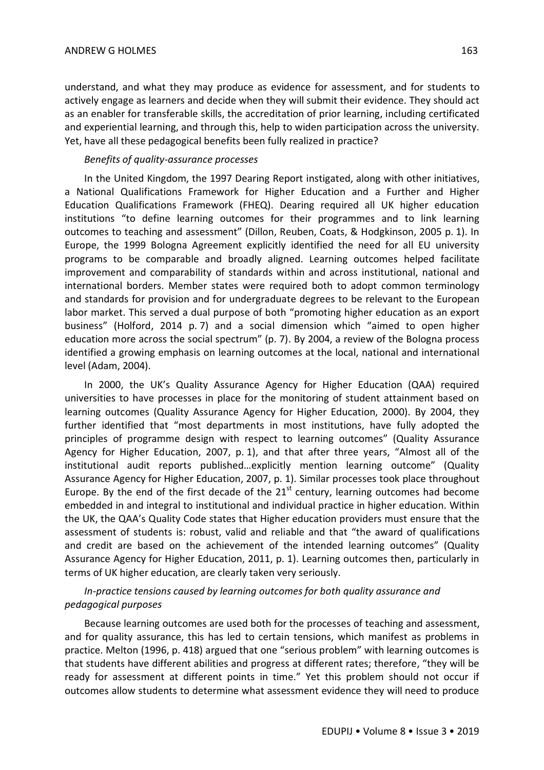understand, and what they may produce as evidence for assessment, and for students to actively engage as learners and decide when they will submit their evidence. They should act as an enabler for transferable skills, the accreditation of prior learning, including certificated and experiential learning, and through this, help to widen participation across the university. Yet, have all these pedagogical benefits been fully realized in practice?

*Benefits of quality-assurance processes*

In the United Kingdom, the 1997 Dearing Report instigated, along with other initiatives, a National Qualifications Framework for Higher Education and a Further and Higher Education Qualifications Framework (FHEQ). Dearing required all UK higher education institutions "to define learning outcomes for their programmes and to link learning outcomes to teaching and assessment" (Dillon, Reuben, Coats, & Hodgkinson, 2005 p. 1). In Europe, the 1999 Bologna Agreement explicitly identified the need for all EU university programs to be comparable and broadly aligned. Learning outcomes helped facilitate improvement and comparability of standards within and across institutional, national and international borders. Member states were required both to adopt common terminology and standards for provision and for undergraduate degrees to be relevant to the European labor market. This served a dual purpose of both "promoting higher education as an export business" (Holford, 2014 p. 7) and a social dimension which "aimed to open higher education more across the social spectrum" (p. 7). By 2004, a review of the Bologna process identified a growing emphasis on learning outcomes at the local, national and international level (Adam, 2004).

In 2000, the UK's Quality Assurance Agency for Higher Education (QAA) required universities to have processes in place for the monitoring of student attainment based on learning outcomes (Quality Assurance Agency for Higher Education, 2000). By 2004, they further identified that "most departments in most institutions, have fully adopted the principles of programme design with respect to learning outcomes" (Quality Assurance Agency for Higher Education, 2007, p. 1), and that after three years, "Almost all of the institutional audit reports published…explicitly mention learning outcome" (Quality Assurance Agency for Higher Education, 2007, p. 1). Similar processes took place throughout Europe. By the end of the first decade of the 21st century, learning outcomes had become embedded in and integral to institutional and individual practice in higher education. Within the UK, the QAA's Quality Code states that Higher education providers must ensure that the assessment of students is: robust, valid and reliable and that "the award of qualifications and credit are based on the achievement of the intended learning outcomes" (Quality Assurance Agency for Higher Education, 2011, p. 1). Learning outcomes then, particularly in terms of UK higher education, are clearly taken very seriously.

*In-practice tensions caused by learning outcomes for both quality assurance and pedagogical purposes*

Because learning outcomes are used both for the processes of teaching and assessment, and for quality assurance, this has led to certain tensions, which manifest as problems in practice. Melton (1996, p. 418) argued that one "serious problem" with learning outcomes is that students have different abilities and progress at different rates; therefore, "they will be ready for assessment at different points in time." Yet this problem should not occur if outcomes allow students to determine what assessment evidence they will need to produce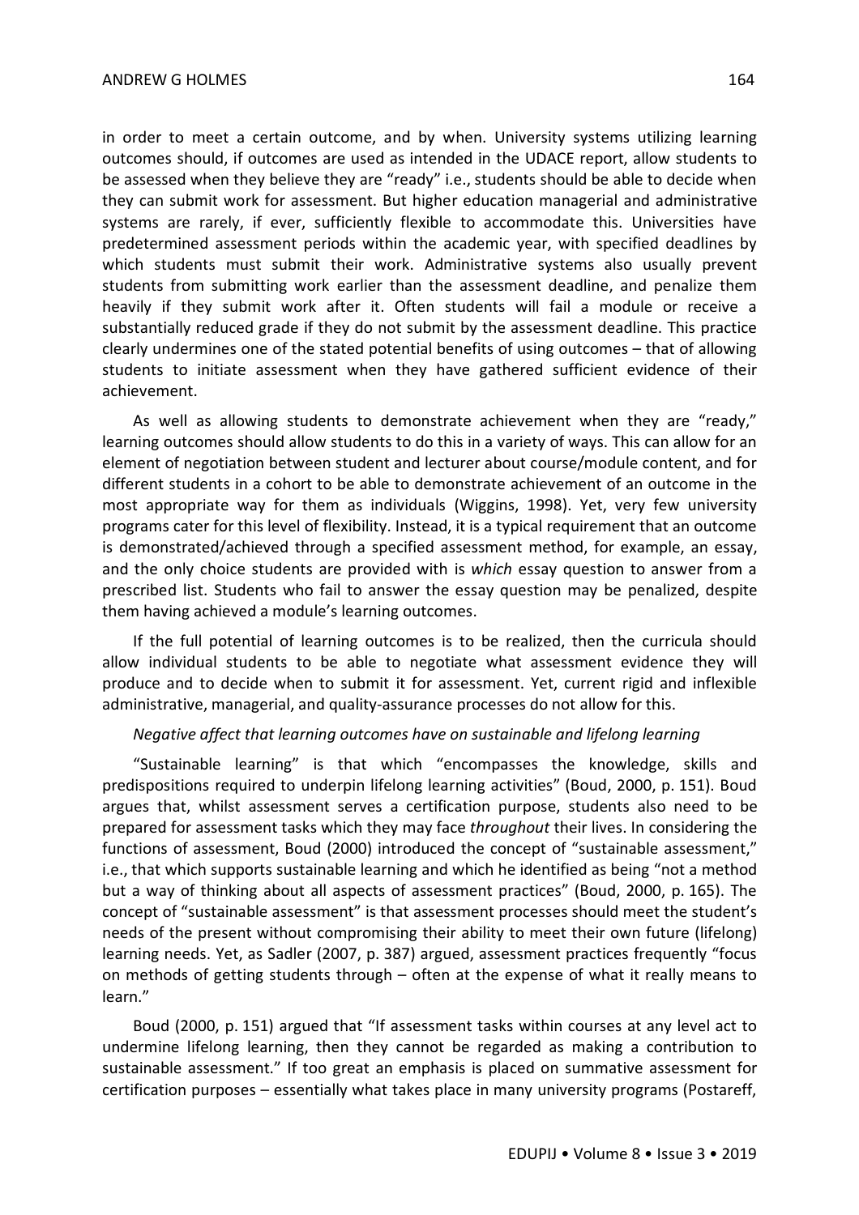in order to meet a certain outcome, and by when. University systems utilizing learning outcomes should, if outcomes are used as intended in the UDACE report, allow students to be assessed when they believe they are "ready" i.e., students should be able to decide when they can submit work for assessment. But higher education managerial and administrative systems are rarely, if ever, sufficiently flexible to accommodate this. Universities have predetermined assessment periods within the academic year, with specified deadlines by which students must submit their work. Administrative systems also usually prevent students from submitting work earlier than the assessment deadline, and penalize them heavily if they submit work after it. Often students will fail a module or receive a substantially reduced grade if they do not submit by the assessment deadline. This practice clearly undermines one of the stated potential benefits of using outcomes – that of allowing students to initiate assessment when they have gathered sufficient evidence of their achievement.

As well as allowing students to demonstrate achievement when they are "ready," learning outcomes should allow students to do this in a variety of ways. This can allow for an element of negotiation between student and lecturer about course/module content, and for different students in a cohort to be able to demonstrate achievement of an outcome in the most appropriate way for them as individuals (Wiggins, 1998). Yet, very few university programs cater for this level of flexibility. Instead, it is a typical requirement that an outcome is demonstrated/achieved through a specified assessment method, for example, an essay, and the only choice students are provided with is *which* essay question to answer from a prescribed list. Students who fail to answer the essay question may be penalized, despite them having achieved a module's learning outcomes.

If the full potential of learning outcomes is to be realized, then the curricula should allow individual students to be able to negotiate what assessment evidence they will produce and to decide when to submit it for assessment. Yet, current rigid and inflexible administrative, managerial, and quality-assurance processes do not allow for this.

*Negative affect that learning outcomes have on sustainable and lifelong learning*

"Sustainable learning" is that which "encompasses the knowledge, skills and predispositions required to underpin lifelong learning activities" (Boud, 2000, p. 151). Boud argues that, whilst assessment serves a certification purpose, students also need to be prepared for assessment tasks which they may face *throughout* their lives. In considering the functions of assessment, Boud (2000) introduced the concept of "sustainable assessment," i.e., that which supports sustainable learning and which he identified as being "not a method but a way of thinking about all aspects of assessment practices" (Boud, 2000, p. 165). The concept of "sustainable assessment" is that assessment processes should meet the student's needs of the present without compromising their ability to meet their own future (lifelong) learning needs. Yet, as Sadler (2007, p. 387) argued, assessment practices frequently "focus on methods of getting students through – often at the expense of what it really means to learn."

Boud (2000, p. 151) argued that "If assessment tasks within courses at any level act to undermine lifelong learning, then they cannot be regarded as making a contribution to sustainable assessment." If too great an emphasis is placed on summative assessment for certification purposes – essentially what takes place in many university programs (Postareff,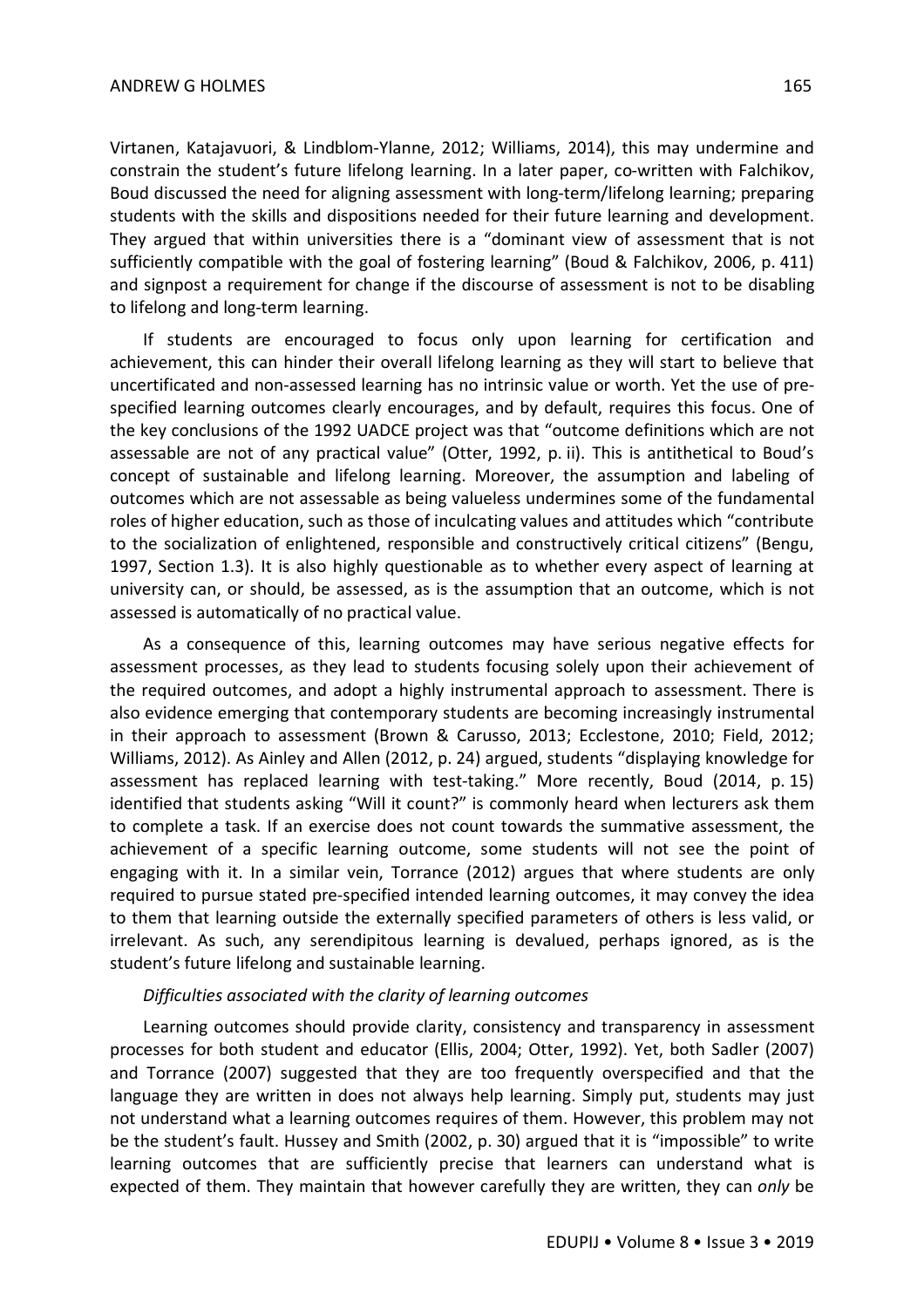Virtanen, Katajavuori, & Lindblom-Ylanne, 2012; Williams, 2014), this may undermine and constrain the student's future lifelong learning. In a later paper, co-written with Falchikov, Boud discussed the need for aligning assessment with long-term/lifelong learning; preparing students with the skills and dispositions needed for their future learning and development. They argued that within universities there is a "dominant view of assessment that is not sufficiently compatible with the goal of fostering learning" (Boud & Falchikov, 2006, p. 411) and signpost a requirement for change if the discourse of assessment is not to be disabling to lifelong and long-term learning.

If students are encouraged to focus only upon learning for certification and achievement, this can hinder their overall lifelong learning as they will start to believe that uncertificated and non-assessed learning has no intrinsic value or worth. Yet the use of pre-specified learning outcomes clearly encourages, and by default, requires this focus. One of the key conclusions of the 1992 UADCE project was that "outcome definitions which are not assessable are not of any practical value" (Otter, 1992, p. ii). This is antithetical to Boud's concept of sustainable and lifelong learning. Moreover, the assumption and labeling of outcomes which are not assessable as being valueless undermines some of the fundamental roles of higher education, such as those of inculcating values and attitudes which "contribute to the socialization of enlightened, responsible and constructively critical citizens" (Bengu, 1997, Section 1.3). It is also highly questionable as to whether every aspect of learning at university can, or should, be assessed, as is the assumption that an outcome, which is not assessed is automatically of no practical value.

As a consequence of this, learning outcomes may have serious negative effects for assessment processes, as they lead to students focusing solely upon their achievement of the required outcomes, and adopt a highly instrumental approach to assessment. There is also evidence emerging that contemporary students are becoming increasingly instrumental in their approach to assessment (Brown & Carusso, 2013; Ecclestone, 2010; Field, 2012; Williams, 2012). As Ainley and Allen (2012, p. 24) argued, students "displaying knowledge for assessment has replaced learning with test-taking." More recently, Boud (2014, p. 15) identified that students asking "Will it count?" is commonly heard when lecturers ask them to complete a task. If an exercise does not count towards the summative assessment, the achievement of a specific learning outcome, some students will not see the point of engaging with it. In a similar vein, Torrance (2012) argues that where students are only required to pursue stated pre-specified intended learning outcomes, it may convey the idea to them that learning outside the externally specified parameters of others is less valid, or irrelevant. As such, any serendipitous learning is devalued, perhaps ignored, as is the student's future lifelong and sustainable learning.

*Difficulties associated with the clarity of learning outcomes*

Learning outcomes should provide clarity, consistency and transparency in assessment processes for both student and educator (Ellis, 2004; Otter, 1992). Yet, both Sadler (2007) and Torrance (2007) suggested that they are too frequently overspecified and that the language they are written in does not always help learning. Simply put, students may just not understand what a learning outcomes requires of them. However, this problem may not be the student's fault. Hussey and Smith (2002, p. 30) argued that it is "impossible" to write learning outcomes that are sufficiently precise that learners can understand what is expected of them. They maintain that however carefully they are written, they can *only* be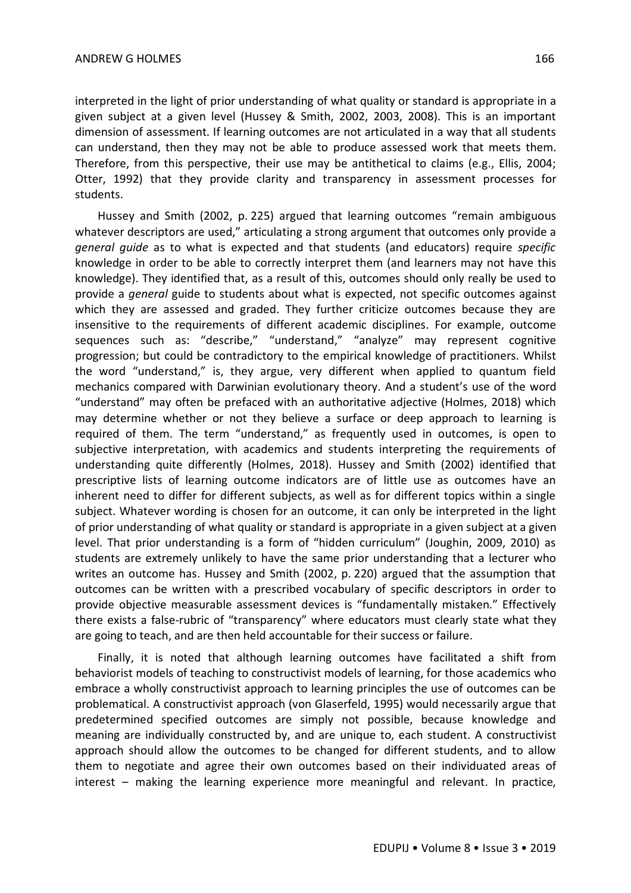interpreted in the light of prior understanding of what quality or standard is appropriate in a given subject at a given level (Hussey & Smith, 2002, 2003, 2008). This is an important dimension of assessment. If learning outcomes are not articulated in a way that all students can understand, then they may not be able to produce assessed work that meets them. Therefore, from this perspective, their use may be antithetical to claims (e.g., Ellis, 2004; Otter, 1992) that they provide clarity and transparency in assessment processes for students.

Hussey and Smith (2002, p. 225) argued that learning outcomes "remain ambiguous whatever descriptors are used," articulating a strong argument that outcomes only provide a *general guide* as to what is expected and that students (and educators) require *specific* knowledge in order to be able to correctly interpret them (and learners may not have this knowledge). They identified that, as a result of this, outcomes should only really be used to provide a *general* guide to students about what is expected, not specific outcomes against which they are assessed and graded. They further criticize outcomes because they are insensitive to the requirements of different academic disciplines. For example, outcome sequences such as: "describe," "understand," "analyze" may represent cognitive progression; but could be contradictory to the empirical knowledge of practitioners. Whilst the word "understand," is, they argue, very different when applied to quantum field mechanics compared with Darwinian evolutionary theory. And a student's use of the word "understand" may often be prefaced with an authoritative adjective (Holmes, 2018) which may determine whether or not they believe a surface or deep approach to learning is required of them. The term "understand," as frequently used in outcomes, is open to subjective interpretation, with academics and students interpreting the requirements of understanding quite differently (Holmes, 2018). Hussey and Smith (2002) identified that prescriptive lists of learning outcome indicators are of little use as outcomes have an inherent need to differ for different subjects, as well as for different topics within a single subject. Whatever wording is chosen for an outcome, it can only be interpreted in the light of prior understanding of what quality or standard is appropriate in a given subject at a given level. That prior understanding is a form of "hidden curriculum" (Joughin, 2009, 2010) as students are extremely unlikely to have the same prior understanding that a lecturer who writes an outcome has. Hussey and Smith (2002, p. 220) argued that the assumption that outcomes can be written with a prescribed vocabulary of specific descriptors in order to provide objective measurable assessment devices is "fundamentally mistaken." Effectively there exists a false-rubric of "transparency" where educators must clearly state what they are going to teach, and are then held accountable for their success or failure.

Finally, it is noted that although learning outcomes have facilitated a shift from behaviorist models of teaching to constructivist models of learning, for those academics who embrace a wholly constructivist approach to learning principles the use of outcomes can be problematical. A constructivist approach (von Glaserfeld, 1995) would necessarily argue that predetermined specified outcomes are simply not possible, because knowledge and meaning are individually constructed by, and are unique to, each student. A constructivist approach should allow the outcomes to be changed for different students, and to allow them to negotiate and agree their own outcomes based on their individuated areas of interest – making the learning experience more meaningful and relevant. In practice,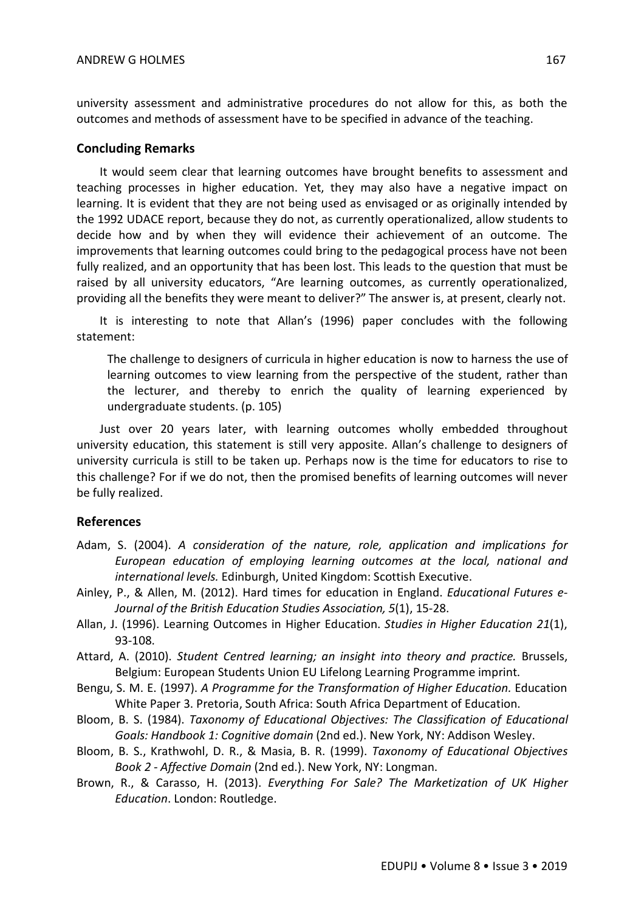university assessment and administrative procedures do not allow for this, as both the outcomes and methods of assessment have to be specified in advance of the teaching.

## Concluding Remarks

It would seem clear that learning outcomes have brought benefits to assessment and teaching processes in higher education. Yet, they may also have a negative impact on learning. It is evident that they are not being used as envisaged or as originally intended by the 1992 UDACE report, because they do not, as currently operationalized, allow students to decide how and by when they will evidence their achievement of an outcome. The improvements that learning outcomes could bring to the pedagogical process have not been fully realized, and an opportunity that has been lost. This leads to the question that must be raised by all university educators, "Are learning outcomes, as currently operationalized, providing all the benefits they were meant to deliver?" The answer is, at present, clearly not.

It is interesting to note that Allan's (1996) paper concludes with the following statement:

> The challenge to designers of curricula in higher education is now to harness the use of learning outcomes to view learning from the perspective of the student, rather than the lecturer, and thereby to enrich the quality of learning experienced by undergraduate students. (p. 105)

Just over 20 years later, with learning outcomes wholly embedded throughout university education, this statement is still very apposite. Allan's challenge to designers of university curricula is still to be taken up. Perhaps now is the time for educators to rise to this challenge? For if we do not, then the promised benefits of learning outcomes will never be fully realized.

## References

Adam, S. (2004). *A consideration of the nature, role, application and implications for European education of employing learning outcomes at the local, national and international levels.* Edinburgh, United Kingdom: Scottish Executive.

Ainley, P., & Allen, M. (2012). Hard times for education in England. *Educational Futures e-Journal of the British Education Studies Association, 5*(1), 15-28.

Allan, J. (1996). Learning Outcomes in Higher Education. *Studies in Higher Education 21*(1), 93-108.

Attard, A. (2010). *Student Centred learning; an insight into theory and practice.* Brussels, Belgium: European Students Union EU Lifelong Learning Programme imprint.

Bengu, S. M. E. (1997). *A Programme for the Transformation of Higher Education.* Education White Paper 3. Pretoria, South Africa: South Africa Department of Education.

Bloom, B. S. (1984). *Taxonomy of Educational Objectives: The Classification of Educational Goals: Handbook 1: Cognitive domain* (2nd ed.). New York, NY: Addison Wesley.

Bloom, B. S., Krathwohl, D. R., & Masia, B. R. (1999). *Taxonomy of Educational Objectives Book 2 - Affective Domain* (2nd ed.). New York, NY: Longman.

Brown, R., & Carasso, H. (2013). *Everything For Sale? The Marketization of UK Higher Education*. London: Routledge.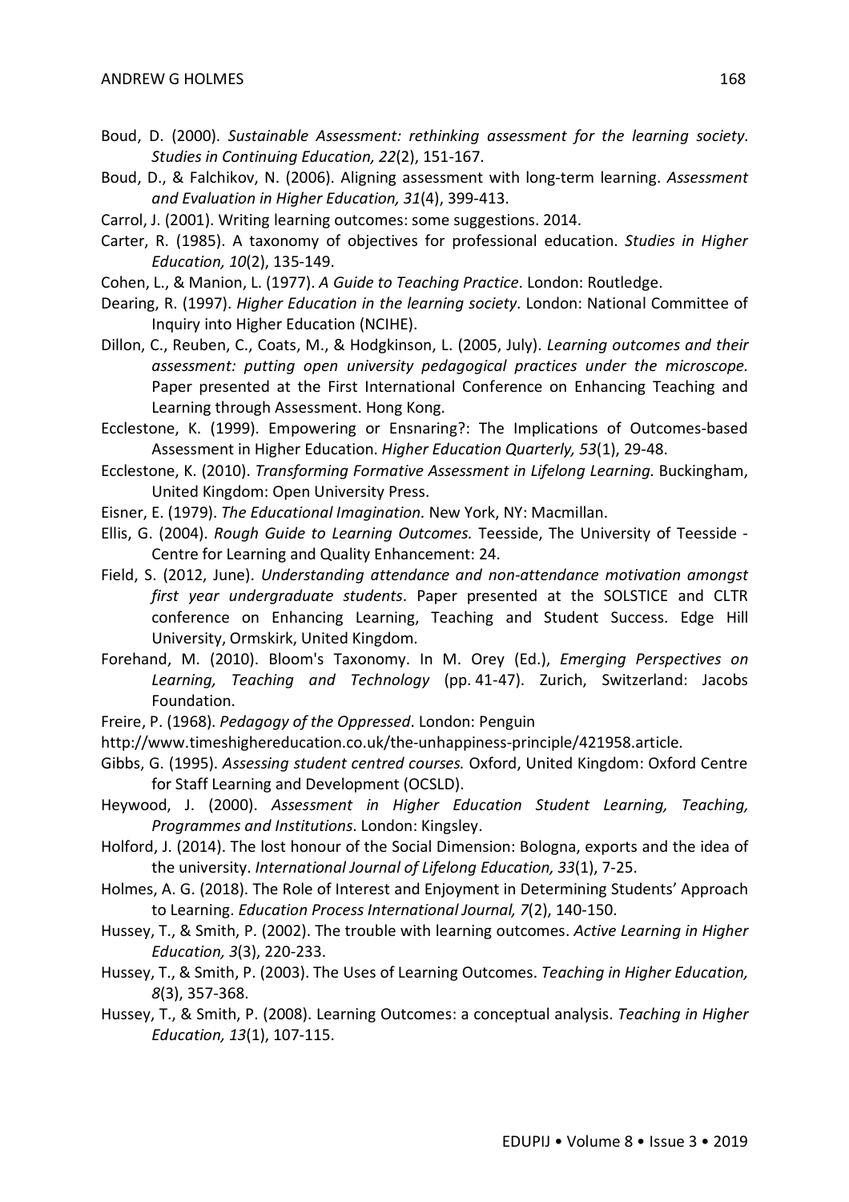Boud, D. (2000). *Sustainable Assessment: rethinking assessment for the learning society*. *Studies in Continuing Education, 22*(2), 151-167.

Boud, D., & Falchikov, N. (2006). Aligning assessment with long-term learning. *Assessment and Evaluation in Higher Education, 31*(4), 399-413.

Carrol, J. (2001). Writing learning outcomes: some suggestions. 2014.

Carter, R. (1985). A taxonomy of objectives for professional education. *Studies in Higher Education, 10*(2), 135-149.

Cohen, L., & Manion, L. (1977). *A Guide to Teaching Practice*. London: Routledge.

Dearing, R. (1997). *Higher Education in the learning society*. London: National Committee of Inquiry into Higher Education (NCIHE).

Dillon, C., Reuben, C., Coats, M., & Hodgkinson, L. (2005, July). *Learning outcomes and their assessment: putting open university pedagogical practices under the microscope.* Paper presented at the First International Conference on Enhancing Teaching and Learning through Assessment. Hong Kong.

Ecclestone, K. (1999). Empowering or Ensnaring?: The Implications of Outcomes-based Assessment in Higher Education. *Higher Education Quarterly, 53*(1), 29-48.

Ecclestone, K. (2010). *Transforming Formative Assessment in Lifelong Learning.* Buckingham, United Kingdom: Open University Press.

Eisner, E. (1979). *The Educational Imagination.* New York, NY: Macmillan.

Ellis, G. (2004). *Rough Guide to Learning Outcomes.* Teesside, The University of Teesside - Centre for Learning and Quality Enhancement: 24.

Field, S. (2012, June). *Understanding attendance and non-attendance motivation amongst first year undergraduate students*. Paper presented at the SOLSTICE and CLTR conference on Enhancing Learning, Teaching and Student Success. Edge Hill University, Ormskirk, United Kingdom.

Forehand, M. (2010). Bloom's Taxonomy. In M. Orey (Ed.), *Emerging Perspectives on Learning, Teaching and Technology* (pp. 41-47). Zurich, Switzerland: Jacobs Foundation.

Freire, P. (1968). *Pedagogy of the Oppressed*. London: Penguin

http://www.timeshighereducation.co.uk/the-unhappiness-principle/421958.article.

Gibbs, G. (1995). *Assessing student centred courses.* Oxford, United Kingdom: Oxford Centre for Staff Learning and Development (OCSLD).

Heywood, J. (2000). *Assessment in Higher Education Student Learning, Teaching, Programmes and Institutions*. London: Kingsley.

Holford, J. (2014). The lost honour of the Social Dimension: Bologna, exports and the idea of the university. *International Journal of Lifelong Education, 33*(1), 7-25.

Holmes, A. G. (2018). The Role of Interest and Enjoyment in Determining Students' Approach to Learning. *Education Process International Journal, 7*(2), 140-150.

Hussey, T., & Smith, P. (2002). The trouble with learning outcomes. *Active Learning in Higher Education, 3*(3), 220-233.

Hussey, T., & Smith, P. (2003). The Uses of Learning Outcomes. *Teaching in Higher Education, 8*(3), 357-368.

Hussey, T., & Smith, P. (2008). Learning Outcomes: a conceptual analysis. *Teaching in Higher Education, 13*(1), 107-115.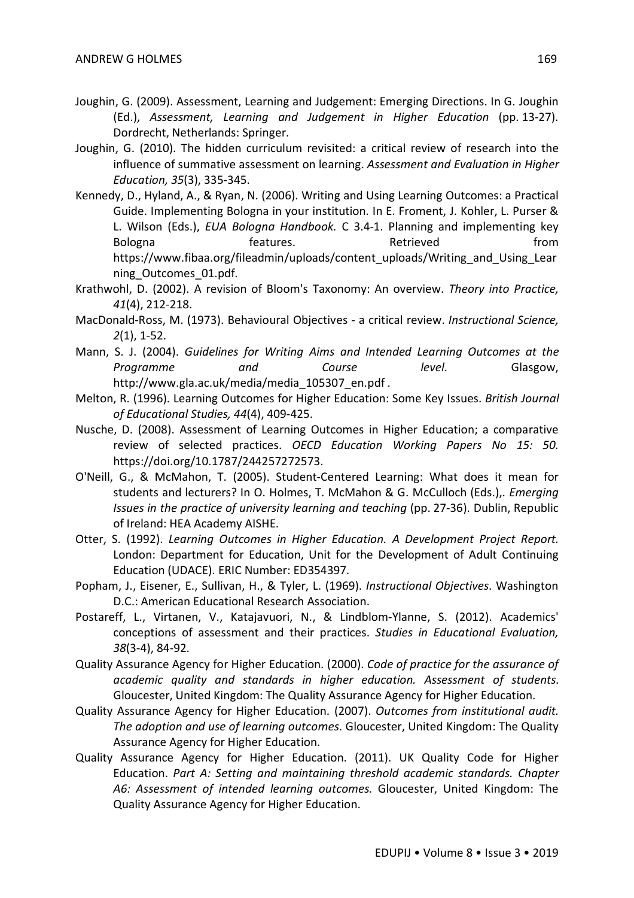Joughin, G. (2009). Assessment, Learning and Judgement: Emerging Directions. In G. Joughin (Ed.), *Assessment, Learning and Judgement in Higher Education* (pp. 13-27). Dordrecht, Netherlands: Springer.

Joughin, G. (2010). The hidden curriculum revisited: a critical review of research into the influence of summative assessment on learning. *Assessment and Evaluation in Higher Education, 35*(3), 335-345.

Kennedy, D., Hyland, A., & Ryan, N. (2006). Writing and Using Learning Outcomes: a Practical Guide. Implementing Bologna in your institution. In E. Froment, J. Kohler, L. Purser & L. Wilson (Eds.), *EUA Bologna Handbook.* C 3.4-1. Planning and implementing key Bologna features. Retrieved from https://www.fibaa.org/fileadmin/uploads/content_uploads/Writing_and_Using_Learning_Outcomes_01.pdf.

Krathwohl, D. (2002). A revision of Bloom's Taxonomy: An overview. *Theory into Practice, 41*(4), 212-218.

MacDonald-Ross, M. (1973). Behavioural Objectives - a critical review. *Instructional Science, 2*(1), 1-52.

Mann, S. J. (2004). *Guidelines for Writing Aims and Intended Learning Outcomes at the Programme and Course level*. Glasgow, http://www.gla.ac.uk/media/media_105307_en.pdf .

Melton, R. (1996). Learning Outcomes for Higher Education: Some Key Issues. *British Journal of Educational Studies, 44*(4), 409-425.

Nusche, D. (2008). Assessment of Learning Outcomes in Higher Education; a comparative review of selected practices. *OECD Education Working Papers No 15: 50.* https://doi.org/10.1787/244257272573.

O'Neill, G., & McMahon, T. (2005). Student-Centered Learning: What does it mean for students and lecturers? In O. Holmes, T. McMahon & G. McCulloch (Eds.),. *Emerging Issues in the practice of university learning and teaching* (pp. 27-36). Dublin, Republic of Ireland: HEA Academy AISHE.

Otter, S. (1992). *Learning Outcomes in Higher Education. A Development Project Report.* London: Department for Education, Unit for the Development of Adult Continuing Education (UDACE). ERIC Number: ED354397.

Popham, J., Eisener, E., Sullivan, H., & Tyler, L. (1969). *Instructional Objectives*. Washington D.C.: American Educational Research Association.

Postareff, L., Virtanen, V., Katajavuori, N., & Lindblom-Ylanne, S. (2012). Academics' conceptions of assessment and their practices. *Studies in Educational Evaluation, 38*(3-4), 84-92.

Quality Assurance Agency for Higher Education. (2000). *Code of practice for the assurance of academic quality and standards in higher education. Assessment of students*. Gloucester, United Kingdom: The Quality Assurance Agency for Higher Education.

Quality Assurance Agency for Higher Education. (2007). *Outcomes from institutional audit. The adoption and use of learning outcomes*. Gloucester, United Kingdom: The Quality Assurance Agency for Higher Education.

Quality Assurance Agency for Higher Education. (2011). UK Quality Code for Higher Education. *Part A: Setting and maintaining threshold academic standards. Chapter A6: Assessment of intended learning outcomes.* Gloucester, United Kingdom: The Quality Assurance Agency for Higher Education.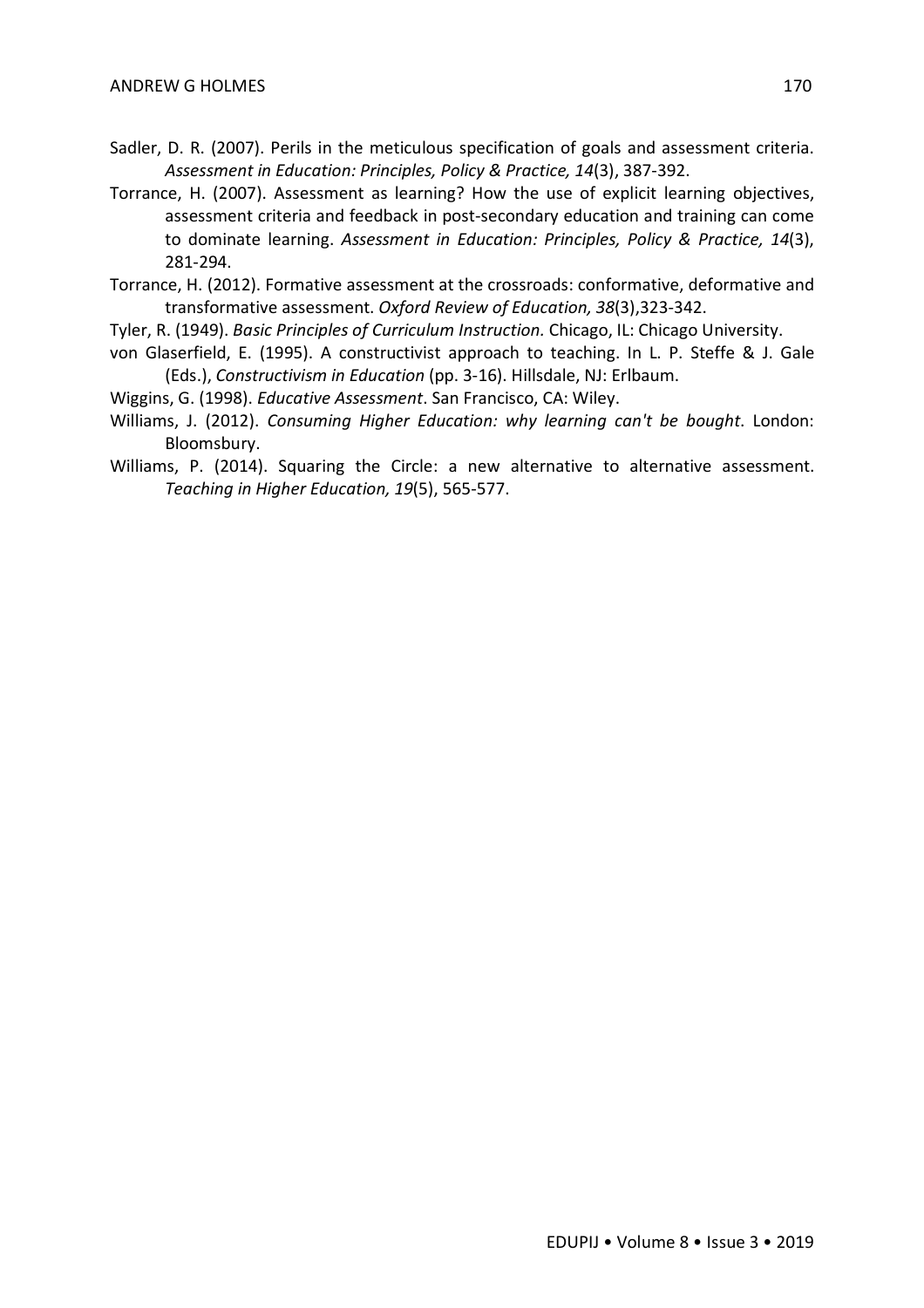Sadler, D. R. (2007). Perils in the meticulous specification of goals and assessment criteria. *Assessment in Education: Principles, Policy & Practice, 14*(3), 387-392.

Torrance, H. (2007). Assessment as learning? How the use of explicit learning objectives, assessment criteria and feedback in post-secondary education and training can come to dominate learning. *Assessment in Education: Principles, Policy & Practice, 14*(3), 281-294.

Torrance, H. (2012). Formative assessment at the crossroads: conformative, deformative and transformative assessment. *Oxford Review of Education, 38*(3),323-342.

Tyler, R. (1949). *Basic Principles of Curriculum Instruction.* Chicago, IL: Chicago University.

von Glaserfield, E. (1995). A constructivist approach to teaching. In L. P. Steffe & J. Gale (Eds.), *Constructivism in Education* (pp. 3-16). Hillsdale, NJ: Erlbaum.

Wiggins, G. (1998). *Educative Assessment*. San Francisco, CA: Wiley.

Williams, J. (2012). *Consuming Higher Education: why learning can't be bought.* London: Bloomsbury.

Williams, P. (2014). Squaring the Circle: a new alternative to alternative assessment. *Teaching in Higher Education, 19*(5), 565-577.